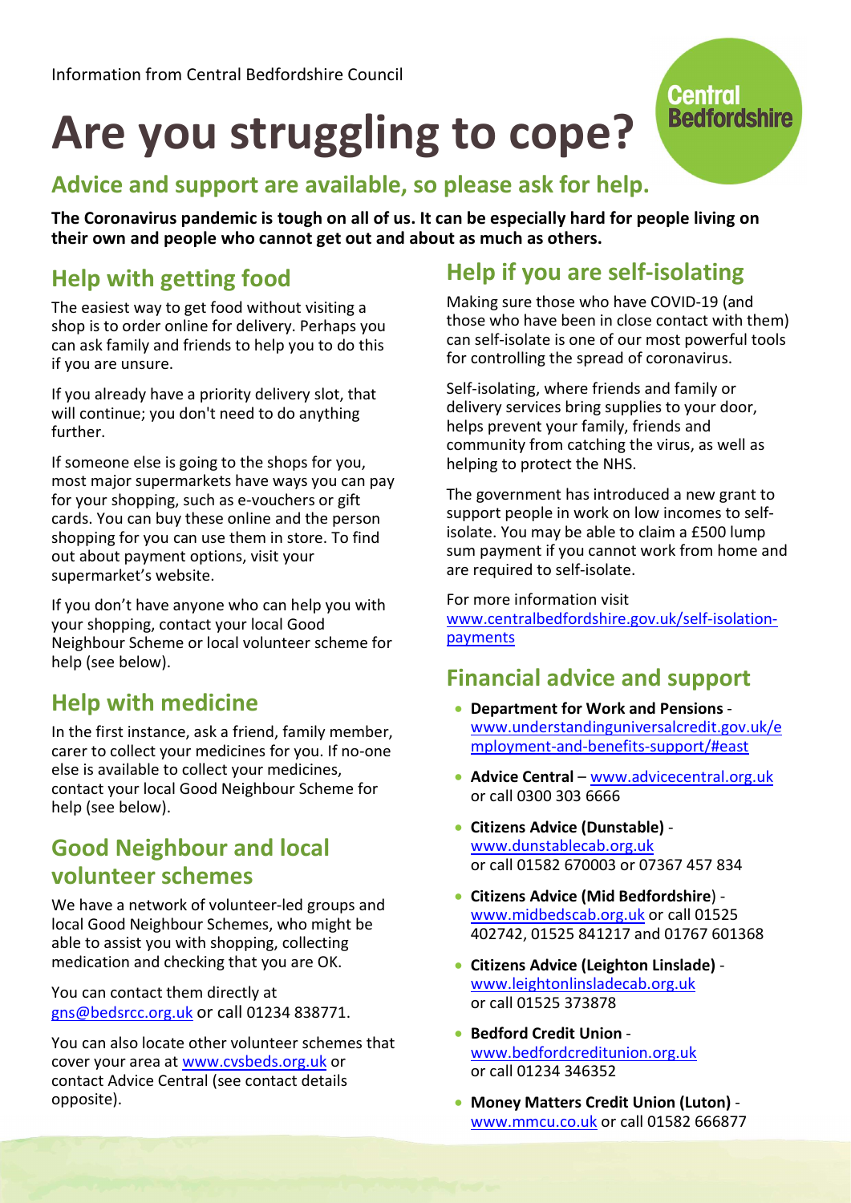Information from Central Bedfordshire Council

# Are you struggling to cope?

## Advice and support are available, so please ask for help.

**The Coronavirus pandemic is tough on all of us. It can be especially hard for people living on their own and people who cannot get out and about as much as others.**

## Help with getting food

The easiest way to get food without visiting a shop is to order online for delivery. Perhaps you can ask family and friends to help you to do this if you are unsure.

If you already have a priority delivery slot, that will continue; you don't need to do anything further.

If someone else is going to the shops for you, most major supermarkets have ways you can pay for your shopping, such as e-vouchers or gift cards. You can buy these online and the person shopping for you can use them in store. To find out about payment options, visit your supermarket's website.

If you don't have anyone who can help you with your shopping, contact your local Good Neighbour Scheme or local volunteer scheme for help (see below).

## Help with medicine

In the first instance, ask a friend, family member, carer to collect your medicines for you. If no-one else is available to collect your medicines, contact your local Good Neighbour Scheme for help (see below).

## Good Neighbour and local volunteer schemes

We have a network of volunteer-led groups and local Good Neighbour Schemes, who might be able to assist you with shopping, collecting medication and checking that you are OK.

You can contact them directly at gns@bedsrcc.org.uk or call 01234 838771.

You can also locate other volunteer schemes that cover your area at www.cvsbeds.org.uk or contact Advice Central (see contact details opposite).

## Help if you are self-isolating

Making sure those who have COVID-19 (and those who have been in close contact with them) can self-isolate is one of our most powerful tools for controlling the spread of coronavirus.

Self-isolating, where friends and family or delivery services bring supplies to your door, helps prevent your family, friends and community from catching the virus, as well as helping to protect the NHS.

The government has introduced a new grant to support people in work on low incomes to self-isolate. You may be able to claim a £500 lump sum payment if you cannot work from home and are required to self-isolate.

For more information visit www.centralbedfordshire.gov.uk/self-isolation-payments

## Financial advice and support

- **Department for Work and Pensions** - www.understandinguniversalcredit.gov.uk/employment-and-benefits-support/#east
- **Advice Central** – www.advicecentral.org.uk or call 0300 303 6666
- **Citizens Advice (Dunstable)** - www.dunstablecab.org.uk or call 01582 670003 or 07367 457 834
- **Citizens Advice (Mid Bedfordshire**) - www.midbedscab.org.uk or call 01525 402742, 01525 841217 and 01767 601368
- **Citizens Advice (Leighton Linslade)** - www.leightonlinsladecab.org.uk or call 01525 373878
- **Bedford Credit Union** - www.bedfordcreditunion.org.uk or call 01234 346352
- **Money Matters Credit Union (Luton)** - www.mmcu.co.uk or call 01582 666877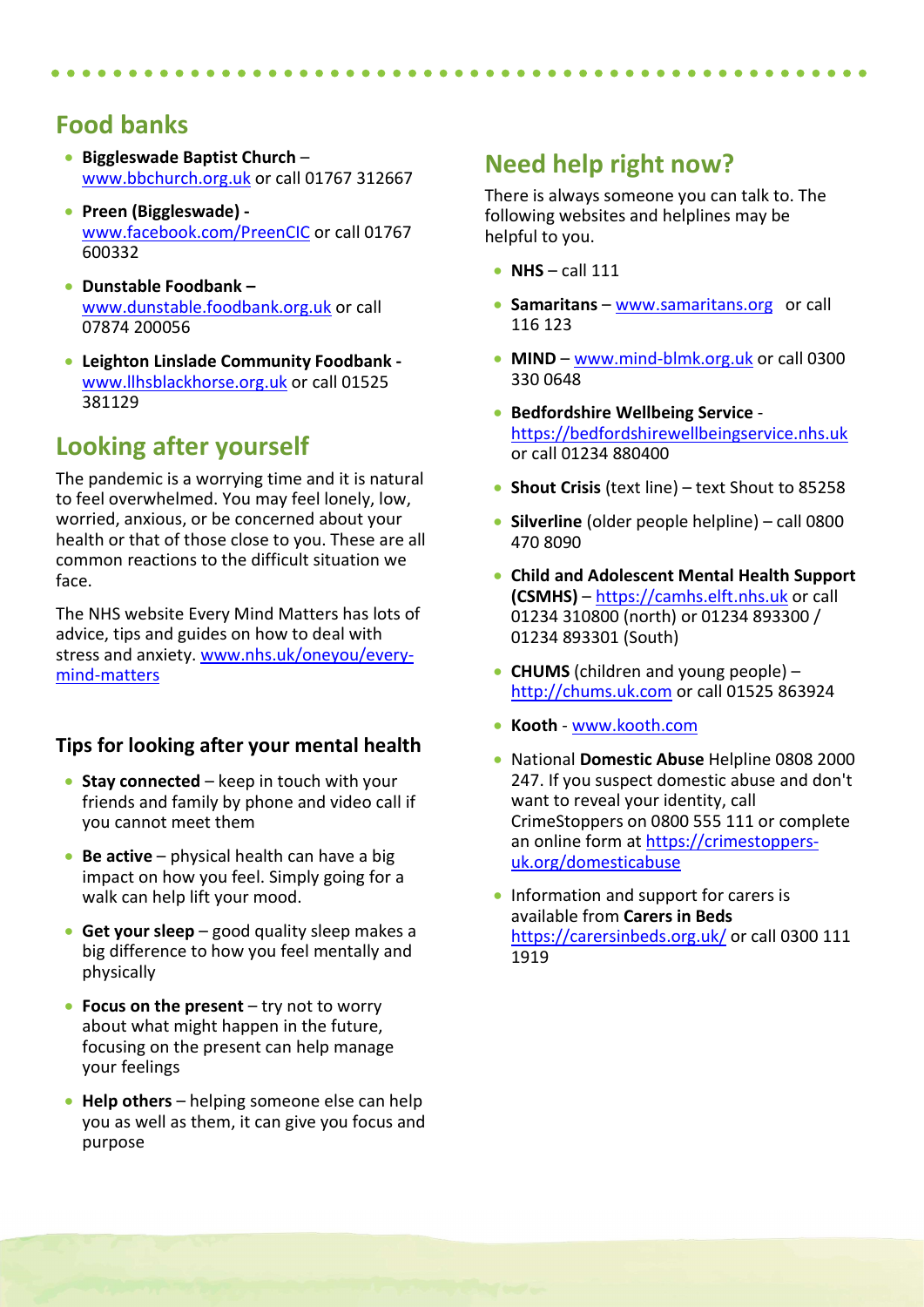## Food banks

- **Biggleswade Baptist Church** – www.bbchurch.org.uk or call 01767 312667
- **Preen (Biggleswade) -** www.facebook.com/PreenCIC or call 01767 600332
- **Dunstable Foodbank –** www.dunstable.foodbank.org.uk or call 07874 200056
- **Leighton Linslade Community Foodbank -** www.llhsblackhorse.org.uk or call 01525 381129

## Looking after yourself

The pandemic is a worrying time and it is natural to feel overwhelmed. You may feel lonely, low, worried, anxious, or be concerned about your health or that of those close to you. These are all common reactions to the difficult situation we face.

The NHS website Every Mind Matters has lots of advice, tips and guides on how to deal with stress and anxiety. www.nhs.uk/oneyou/every-mind-matters

### Tips for looking after your mental health

- **Stay connected** – keep in touch with your friends and family by phone and video call if you cannot meet them
- **Be active** – physical health can have a big impact on how you feel. Simply going for a walk can help lift your mood.
- **Get your sleep** – good quality sleep makes a big difference to how you feel mentally and physically
- **Focus on the present** – try not to worry about what might happen in the future, focusing on the present can help manage your feelings
- **Help others** – helping someone else can help you as well as them, it can give you focus and purpose

## Need help right now?

There is always someone you can talk to. The following websites and helplines may be helpful to you.

- **NHS** – call 111
- **Samaritans** – www.samaritans.org or call 116 123
- **MIND** – www.mind-blmk.org.uk or call 0300 330 0648
- **Bedfordshire Wellbeing Service** - https://bedfordshirewellbeingservice.nhs.uk or call 01234 880400
- **Shout Crisis** (text line) – text Shout to 85258
- **Silverline** (older people helpline) – call 0800 470 8090
- **Child and Adolescent Mental Health Support (CSMHS)** – https://camhs.elft.nhs.uk or call 01234 310800 (north) or 01234 893300 / 01234 893301 (South)
- **CHUMS** (children and young people) – http://chums.uk.com or call 01525 863924
- **Kooth** - www.kooth.com
- National **Domestic Abuse** Helpline 0808 2000 247. If you suspect domestic abuse and don't want to reveal your identity, call CrimeStoppers on 0800 555 111 or complete an online form at https://crimestoppers-uk.org/domesticabuse
- Information and support for carers is available from **Carers in Beds** https://carersinbeds.org.uk/ or call 0300 111 1919